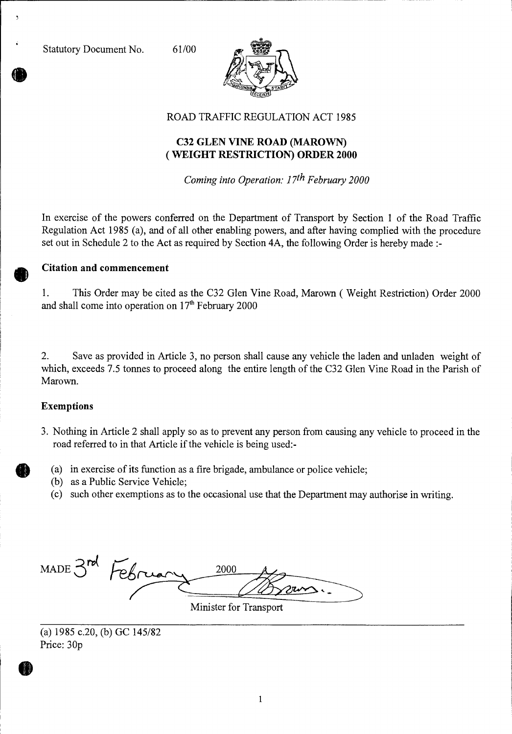Statutory Document No. 61/00

ROAD TRAFFIC REGULATION ACT 1985

# C32 GLEN VINE ROAD (MAROWN) ( WEIGHT RESTRICTION) ORDER 2000

*Coming into Operation: 17th February 2000*

In exercise of the powers conferred on the Department of Transport by Section 1 of the Road Traffic Regulation Act 1985 (a), and of all other enabling powers, and after having complied with the procedure set out in Schedule 2 to the Act as required by Section 4A, the following Order is hereby made :-

## Citation and commencement

1. This Order may be cited as the C32 Glen Vine Road, Marown ( Weight Restriction) Order 2000 and shall come into operation on 17th February 2000

2. Save as provided in Article 3, no person shall cause any vehicle the laden and unladen weight of which, exceeds 7.5 tonnes to proceed along the entire length of the C32 Glen Vine Road in the Parish of Marown.

## Exemptions

3. Nothing in Article 2 shall apply so as to prevent any person from causing any vehicle to proceed in the road referred to in that Article if the vehicle is being used:-

   (a) in exercise of its function as a fire brigade, ambulance or police vehicle;
   (b) as a Public Service Vehicle;
   (c) such other exemptions as to the occasional use that the Department may authorise in writing.

MADE 3rd February 2000

Minister for Transport

(a) 1985 c.20, (b) GC 145/82
Price: 30p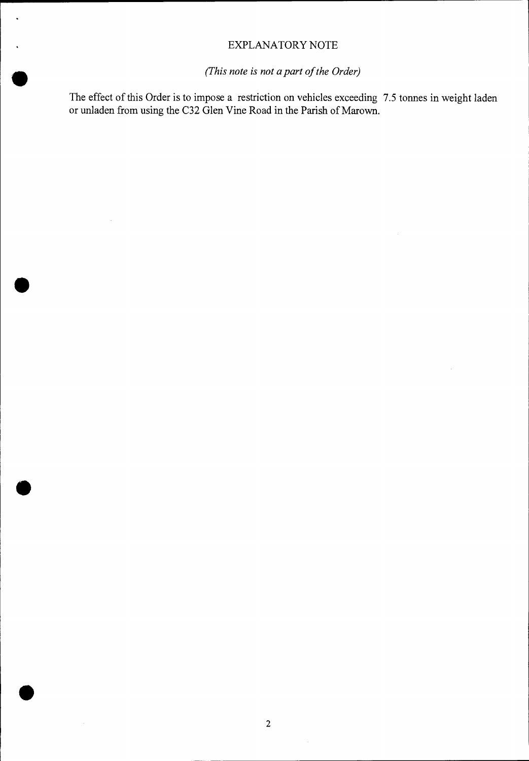# EXPLANATORY NOTE

*(This note is not a part of the Order)*

The effect of this Order is to impose a restriction on vehicles exceeding 7.5 tonnes in weight laden or unladen from using the C32 Glen Vine Road in the Parish of Marown.